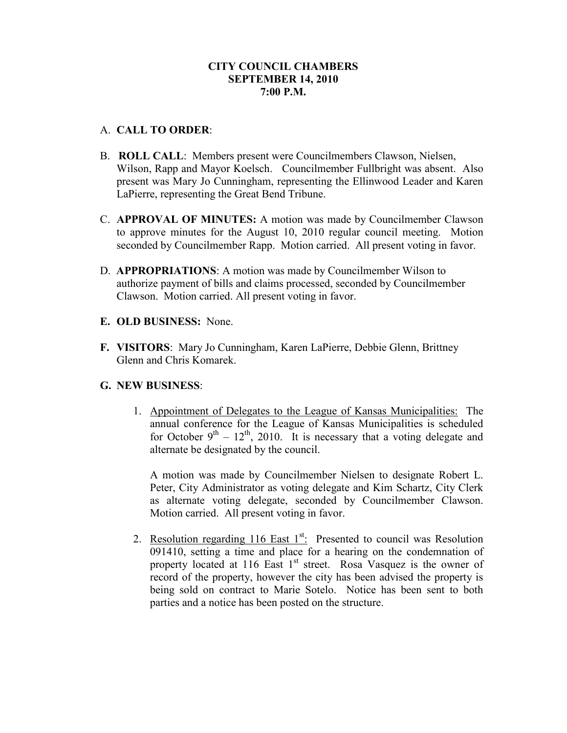**CITY COUNCIL CHAMBERS**
**SEPTEMBER 14, 2010**
**7:00 P.M.**

A. **CALL TO ORDER**:

B. **ROLL CALL**: Members present were Councilmembers Clawson, Nielsen, Wilson, Rapp and Mayor Koelsch. Councilmember Fullbright was absent. Also present was Mary Jo Cunningham, representing the Ellinwood Leader and Karen LaPierre, representing the Great Bend Tribune.

C. **APPROVAL OF MINUTES:** A motion was made by Councilmember Clawson to approve minutes for the August 10, 2010 regular council meeting. Motion seconded by Councilmember Rapp. Motion carried. All present voting in favor.

D. **APPROPRIATIONS**: A motion was made by Councilmember Wilson to authorize payment of bills and claims processed, seconded by Councilmember Clawson. Motion carried. All present voting in favor.

**E. OLD BUSINESS:** None.

**F. VISITORS**: Mary Jo Cunningham, Karen LaPierre, Debbie Glenn, Brittney Glenn and Chris Komarek.

**G. NEW BUSINESS**:

1. Appointment of Delegates to the League of Kansas Municipalities: The annual conference for the League of Kansas Municipalities is scheduled for October 9th – 12th, 2010. It is necessary that a voting delegate and alternate be designated by the council.

   A motion was made by Councilmember Nielsen to designate Robert L. Peter, City Administrator as voting delegate and Kim Schartz, City Clerk as alternate voting delegate, seconded by Councilmember Clawson. Motion carried. All present voting in favor.

2. Resolution regarding 116 East 1st: Presented to council was Resolution 091410, setting a time and place for a hearing on the condemnation of property located at 116 East 1st street. Rosa Vasquez is the owner of record of the property, however the city has been advised the property is being sold on contract to Marie Sotelo. Notice has been sent to both parties and a notice has been posted on the structure.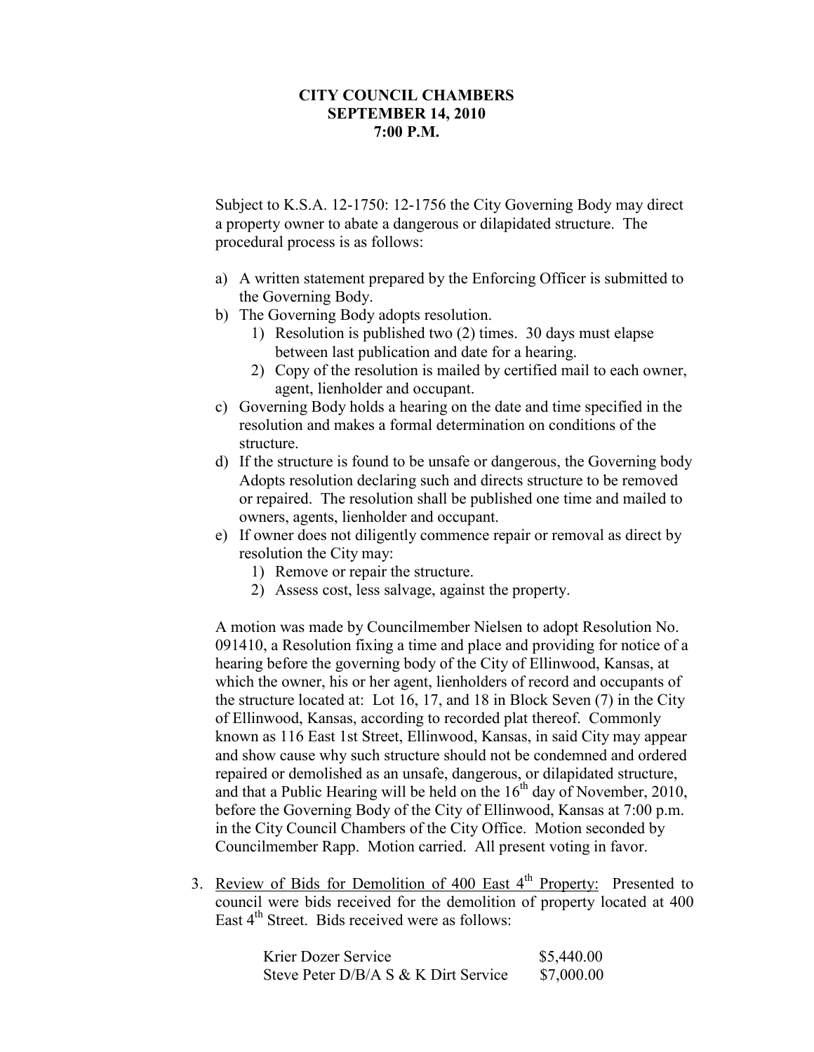**CITY COUNCIL CHAMBERS**
**SEPTEMBER 14, 2010**
**7:00 P.M.**

Subject to K.S.A. 12-1750: 12-1756 the City Governing Body may direct a property owner to abate a dangerous or dilapidated structure. The procedural process is as follows:

a) A written statement prepared by the Enforcing Officer is submitted to the Governing Body.
b) The Governing Body adopts resolution.
   1) Resolution is published two (2) times. 30 days must elapse between last publication and date for a hearing.
   2) Copy of the resolution is mailed by certified mail to each owner, agent, lienholder and occupant.
c) Governing Body holds a hearing on the date and time specified in the resolution and makes a formal determination on conditions of the structure.
d) If the structure is found to be unsafe or dangerous, the Governing body Adopts resolution declaring such and directs structure to be removed or repaired. The resolution shall be published one time and mailed to owners, agents, lienholder and occupant.
e) If owner does not diligently commence repair or removal as direct by resolution the City may:
   1) Remove or repair the structure.
   2) Assess cost, less salvage, against the property.

A motion was made by Councilmember Nielsen to adopt Resolution No. 091410, a Resolution fixing a time and place and providing for notice of a hearing before the governing body of the City of Ellinwood, Kansas, at which the owner, his or her agent, lienholders of record and occupants of the structure located at: Lot 16, 17, and 18 in Block Seven (7) in the City of Ellinwood, Kansas, according to recorded plat thereof. Commonly known as 116 East 1st Street, Ellinwood, Kansas, in said City may appear and show cause why such structure should not be condemned and ordered repaired or demolished as an unsafe, dangerous, or dilapidated structure, and that a Public Hearing will be held on the 16th day of November, 2010, before the Governing Body of the City of Ellinwood, Kansas at 7:00 p.m. in the City Council Chambers of the City Office. Motion seconded by Councilmember Rapp. Motion carried. All present voting in favor.

3. Review of Bids for Demolition of 400 East 4th Property: Presented to council were bids received for the demolition of property located at 400 East 4th Street. Bids received were as follows:

| | |
|---|---|
| Krier Dozer Service | $5,440.00 |
| Steve Peter D/B/A S & K Dirt Service | $7,000.00 |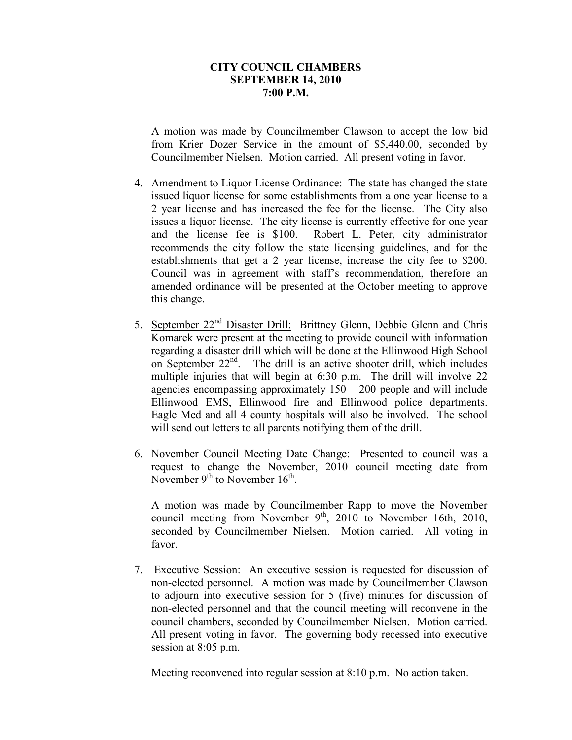**CITY COUNCIL CHAMBERS**
**SEPTEMBER 14, 2010**
**7:00 P.M.**

A motion was made by Councilmember Clawson to accept the low bid from Krier Dozer Service in the amount of $5,440.00, seconded by Councilmember Nielsen. Motion carried. All present voting in favor.

4. Amendment to Liquor License Ordinance: The state has changed the state issued liquor license for some establishments from a one year license to a 2 year license and has increased the fee for the license. The City also issues a liquor license. The city license is currently effective for one year and the license fee is $100. Robert L. Peter, city administrator recommends the city follow the state licensing guidelines, and for the establishments that get a 2 year license, increase the city fee to $200. Council was in agreement with staff's recommendation, therefore an amended ordinance will be presented at the October meeting to approve this change.

5. September 22nd Disaster Drill: Brittney Glenn, Debbie Glenn and Chris Komarek were present at the meeting to provide council with information regarding a disaster drill which will be done at the Ellinwood High School on September 22nd. The drill is an active shooter drill, which includes multiple injuries that will begin at 6:30 p.m. The drill will involve 22 agencies encompassing approximately 150 – 200 people and will include Ellinwood EMS, Ellinwood fire and Ellinwood police departments. Eagle Med and all 4 county hospitals will also be involved. The school will send out letters to all parents notifying them of the drill.

6. November Council Meeting Date Change: Presented to council was a request to change the November, 2010 council meeting date from November 9th to November 16th.

   A motion was made by Councilmember Rapp to move the November council meeting from November 9th, 2010 to November 16th, 2010, seconded by Councilmember Nielsen. Motion carried. All voting in favor.

7. Executive Session: An executive session is requested for discussion of non-elected personnel. A motion was made by Councilmember Clawson to adjourn into executive session for 5 (five) minutes for discussion of non-elected personnel and that the council meeting will reconvene in the council chambers, seconded by Councilmember Nielsen. Motion carried. All present voting in favor. The governing body recessed into executive session at 8:05 p.m.

   Meeting reconvened into regular session at 8:10 p.m. No action taken.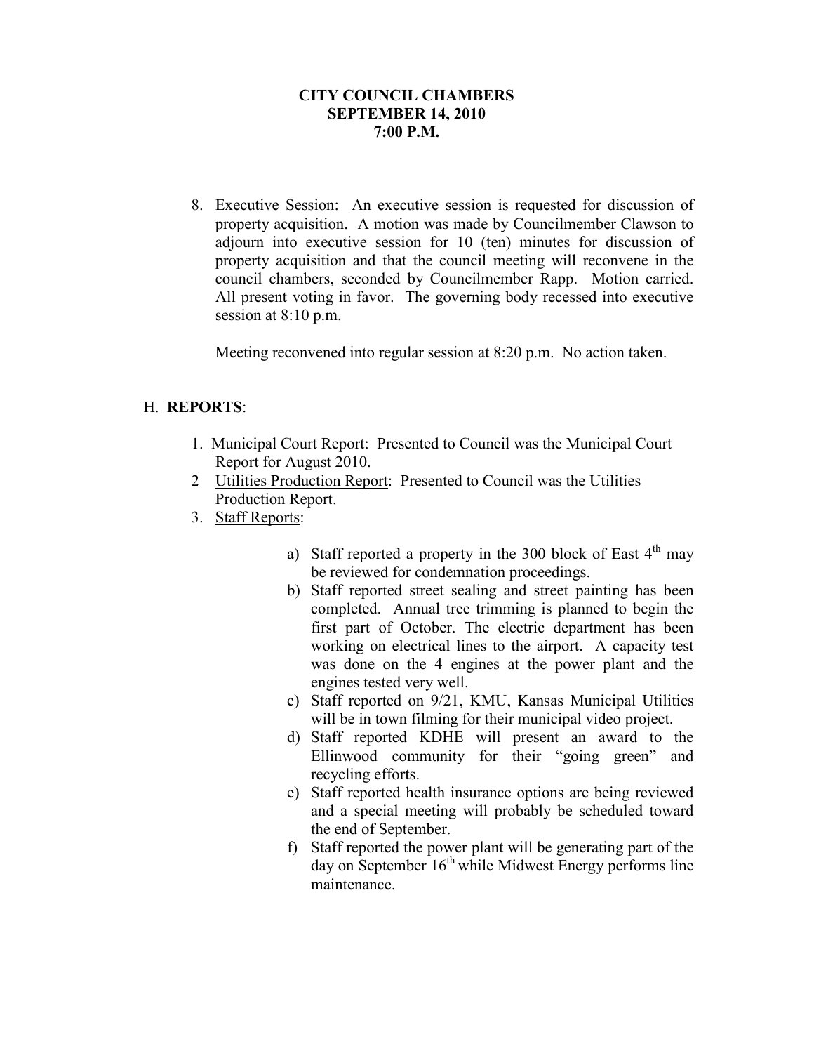**CITY COUNCIL CHAMBERS**
**SEPTEMBER 14, 2010**
**7:00 P.M.**

8. Executive Session: An executive session is requested for discussion of property acquisition. A motion was made by Councilmember Clawson to adjourn into executive session for 10 (ten) minutes for discussion of property acquisition and that the council meeting will reconvene in the council chambers, seconded by Councilmember Rapp. Motion carried. All present voting in favor. The governing body recessed into executive session at 8:10 p.m.

   Meeting reconvened into regular session at 8:20 p.m. No action taken.

H. **REPORTS**:

1. Municipal Court Report: Presented to Council was the Municipal Court Report for August 2010.
2 Utilities Production Report: Presented to Council was the Utilities Production Report.
3. Staff Reports:

   a) Staff reported a property in the 300 block of East 4th may be reviewed for condemnation proceedings.
   b) Staff reported street sealing and street painting has been completed. Annual tree trimming is planned to begin the first part of October. The electric department has been working on electrical lines to the airport. A capacity test was done on the 4 engines at the power plant and the engines tested very well.
   c) Staff reported on 9/21, KMU, Kansas Municipal Utilities will be in town filming for their municipal video project.
   d) Staff reported KDHE will present an award to the Ellinwood community for their "going green" and recycling efforts.
   e) Staff reported health insurance options are being reviewed and a special meeting will probably be scheduled toward the end of September.
   f) Staff reported the power plant will be generating part of the day on September 16th while Midwest Energy performs line maintenance.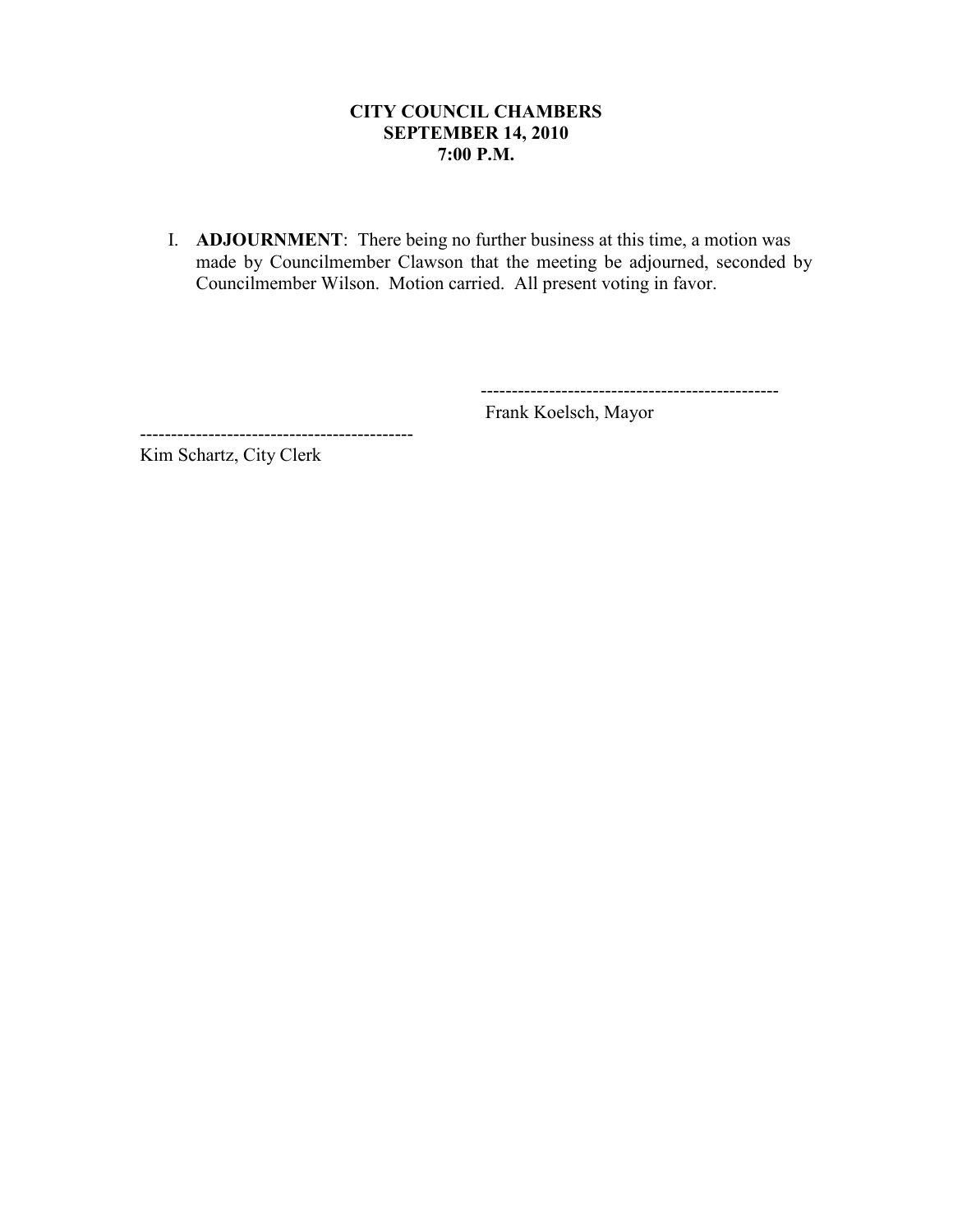**CITY COUNCIL CHAMBERS**
**SEPTEMBER 14, 2010**
**7:00 P.M.**

I. **ADJOURNMENT**: There being no further business at this time, a motion was made by Councilmember Clawson that the meeting be adjourned, seconded by Councilmember Wilson. Motion carried. All present voting in favor.

------------------------------------------------
Frank Koelsch, Mayor

--------------------------------------------
Kim Schartz, City Clerk